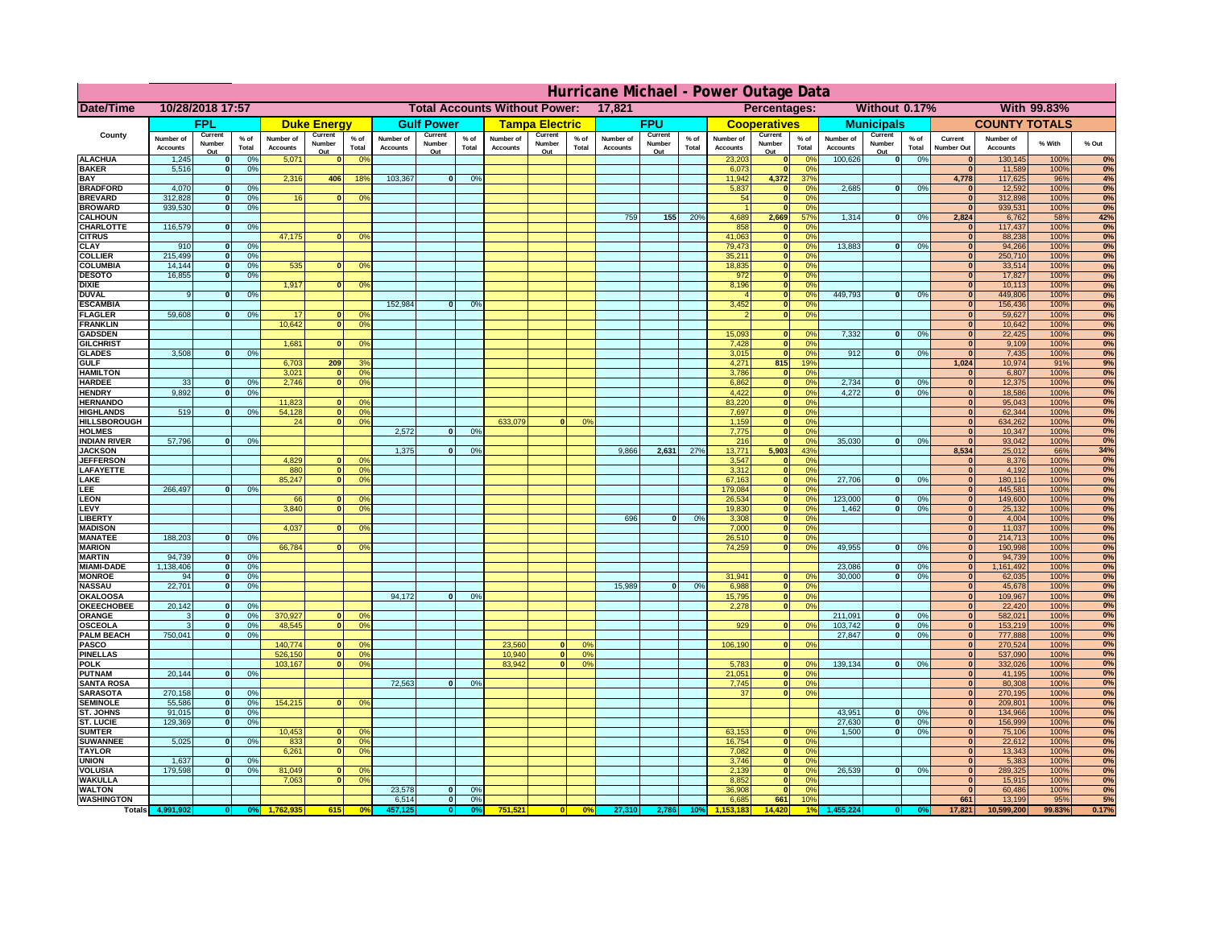# Hurricane Michael - Power Outage Data

| Date/Time | 10/28/2018 17:57 | Total Accounts Without Power: | 17,821 | Percentages: | Without 0.17% | With 99.83% |
|---|---|---|---|---|---|---|

| County | FPL | | | Duke Energy | | | Gulf Power | | | Tampa Electric | | | FPU | | | Cooperatives | | | Municipals | | | COUNTY TOTALS | | | |
|---|---|---|---|---|---|---|---|---|---|---|---|---|---|---|---|---|---|---|---|---|---|---|---|---|---|
| | Number of Accounts | Current Number Out | % of Total | Number of Accounts | Current Number Out | % of Total | Number of Accounts | Current Number Out | % of Total | Number of Accounts | Current Number Out | % of Total | Number of Accounts | Current Number Out | % of Total | Number of Accounts | Current Number Out | % of Total | Number of Accounts | Current Number Out | % of Total | Current Number Out | Number of Accounts | % With | % Out |
| ALACHUA | 1,245 | 0 | 0% | 5,071 | 0 | 0% | | | | | | | | | | 23,203 | 0 | 0% | 100,626 | 0 | 0% | 0 | 130,145 | 100% | 0% |
| BAKER | 5,516 | 0 | 0% | | | | | | | | | | | | | 6,073 | 0 | 0% | | | | 0 | 11,589 | 100% | 0% |
| BAY | | | | 2,316 | 406 | 18% | 103,367 | 0 | 0% | | | | | | | 11,942 | 4,372 | 37% | | | | 4,778 | 117,625 | 96% | 4% |
| BRADFORD | 4,070 | 0 | 0% | | | | | | | | | | | | | 5,837 | 0 | 0% | 2,685 | 0 | 0% | 0 | 12,592 | 100% | 0% |
| BREVARD | 312,828 | 0 | 0% | 16 | 0 | 0% | | | | | | | | | | 54 | 0 | 0% | | | | 0 | 312,898 | 100% | 0% |
| BROWARD | 939,530 | 0 | 0% | | | | | | | | | | | | | 1 | 0 | 0% | | | | 0 | 939,531 | 100% | 0% |
| CALHOUN | | | | | | | | | | | | | 759 | 155 | 20% | 4,689 | 2,669 | 57% | 1,314 | 0 | 0% | 2,824 | 6,762 | 58% | 42% |
| CHARLOTTE | 116,579 | 0 | 0% | | | | | | | | | | | | | 858 | 0 | 0% | | | | 0 | 117,437 | 100% | 0% |
| CITRUS | | | | 47,175 | 0 | 0% | | | | | | | | | | 41,063 | 0 | 0% | | | | 0 | 88,238 | 100% | 0% |
| CLAY | 910 | 0 | 0% | | | | | | | | | | | | | 79,473 | 0 | 0% | 13,883 | 0 | 0% | 0 | 94,266 | 100% | 0% |
| COLLIER | 215,499 | 0 | 0% | | | | | | | | | | | | | 35,211 | 0 | 0% | | | | 0 | 250,710 | 100% | 0% |
| COLUMBIA | 14,144 | 0 | 0% | 535 | 0 | 0% | | | | | | | | | | 18,835 | 0 | 0% | | | | 0 | 33,514 | 100% | 0% |
| DESOTO | 16,855 | 0 | 0% | | | | | | | | | | | | | 972 | 0 | 0% | | | | 0 | 17,827 | 100% | 0% |
| DIXIE | | | | 1,917 | 0 | 0% | | | | | | | | | | 8,196 | 0 | 0% | | | | 0 | 10,113 | 100% | 0% |
| DUVAL | 9 | 0 | 0% | | | | | | | | | | | | | 4 | 0 | 0% | 449,793 | 0 | 0% | 0 | 449,806 | 100% | 0% |
| ESCAMBIA | | | | | | | 152,984 | 0 | 0% | | | | | | | 3,452 | 0 | 0% | | | | 0 | 156,436 | 100% | 0% |
| FLAGLER | 59,608 | 0 | 0% | 17 | 0 | 0% | | | | | | | | | | 2 | 0 | 0% | | | | 0 | 59,627 | 100% | 0% |
| FRANKLIN | | | | 10,642 | 0 | 0% | | | | | | | | | | | | | | | | 0 | 10,642 | 100% | 0% |
| GADSDEN | | | | | | | | | | | | | | | | 15,093 | 0 | 0% | 7,332 | 0 | 0% | 0 | 22,425 | 100% | 0% |
| GILCHRIST | | | | 1,681 | 0 | 0% | | | | | | | | | | 7,428 | 0 | 0% | | | | 0 | 9,109 | 100% | 0% |
| GLADES | 3,508 | 0 | 0% | | | | | | | | | | | | | 3,015 | 0 | 0% | 912 | 0 | 0% | 0 | 7,435 | 100% | 0% |
| GULF | | | | 6,703 | 209 | 3% | | | | | | | | | | 4,271 | 815 | 19% | | | | 1,024 | 10,974 | 91% | 9% |
| HAMILTON | | | | 3,021 | 0 | 0% | | | | | | | | | | 3,786 | 0 | 0% | | | | 0 | 6,807 | 100% | 0% |
| HARDEE | 33 | 0 | 0% | 2,746 | 0 | 0% | | | | | | | | | | 6,862 | 0 | 0% | 2,734 | 0 | 0% | 0 | 12,375 | 100% | 0% |
| HENDRY | 9,892 | 0 | 0% | | | | | | | | | | | | | 4,422 | 0 | 0% | 4,272 | 0 | 0% | 0 | 18,586 | 100% | 0% |
| HERNANDO | | | | 11,823 | 0 | 0% | | | | | | | | | | 83,220 | 0 | 0% | | | | 0 | 95,043 | 100% | 0% |
| HIGHLANDS | 519 | 0 | 0% | 54,128 | 0 | 0% | | | | | | | | | | 7,697 | 0 | 0% | | | | 0 | 62,344 | 100% | 0% |
| HILLSBOROUGH | | | | 24 | 0 | 0% | | | | 633,079 | 0 | 0% | | | | 1,159 | 0 | 0% | | | | 0 | 634,262 | 100% | 0% |
| HOLMES | | | | | | | 2,572 | 0 | 0% | | | | | | | 7,775 | 0 | 0% | | | | 0 | 10,347 | 100% | 0% |
| INDIAN RIVER | 57,796 | 0 | 0% | | | | | | | | | | | | | 216 | 0 | 0% | 35,030 | 0 | 0% | 0 | 93,042 | 100% | 0% |
| JACKSON | | | | | | | 1,375 | 0 | 0% | | | | 9,866 | 2,631 | 27% | 13,771 | 5,903 | 43% | | | | 8,534 | 25,012 | 66% | 34% |
| JEFFERSON | | | | 4,829 | 0 | 0% | | | | | | | | | | 3,547 | 0 | 0% | | | | 0 | 8,376 | 100% | 0% |
| LAFAYETTE | | | | 880 | 0 | 0% | | | | | | | | | | 3,312 | 0 | 0% | | | | 0 | 4,192 | 100% | 0% |
| LAKE | | | | 85,247 | 0 | 0% | | | | | | | | | | 67,163 | 0 | 0% | 27,706 | 0 | 0% | 0 | 180,116 | 100% | 0% |
| LEE | 266,497 | 0 | 0% | | | | | | | | | | | | | 179,084 | 0 | 0% | | | | 0 | 445,581 | 100% | 0% |
| LEON | | | | 66 | 0 | 0% | | | | | | | | | | 26,534 | 0 | 0% | 123,000 | 0 | 0% | 0 | 149,600 | 100% | 0% |
| LEVY | | | | 3,840 | 0 | 0% | | | | | | | | | | 19,830 | 0 | 0% | 1,462 | 0 | 0% | 0 | 25,132 | 100% | 0% |
| LIBERTY | | | | | | | | | | | | | 696 | 0 | 0% | 3,308 | 0 | 0% | | | | 0 | 4,004 | 100% | 0% |
| MADISON | | | | 4,037 | 0 | 0% | | | | | | | | | | 7,000 | 0 | 0% | | | | 0 | 11,037 | 100% | 0% |
| MANATEE | 188,203 | 0 | 0% | | | | | | | | | | | | | 26,510 | 0 | 0% | | | | 0 | 214,713 | 100% | 0% |
| MARION | | | | 66,784 | 0 | 0% | | | | | | | | | | 74,259 | 0 | 0% | 49,955 | 0 | 0% | 0 | 190,998 | 100% | 0% |
| MARTIN | 94,739 | 0 | 0% | | | | | | | | | | | | | | | | | | | 0 | 94,739 | 100% | 0% |
| MIAMI-DADE | 1,138,406 | 0 | 0% | | | | | | | | | | | | | | | | 23,086 | 0 | 0% | 0 | 1,161,492 | 100% | 0% |
| MONROE | 94 | 0 | 0% | | | | | | | | | | | | | 31,941 | 0 | 0% | 30,000 | 0 | 0% | 0 | 62,035 | 100% | 0% |
| NASSAU | 22,701 | 0 | 0% | | | | | | | | | | 15,989 | 0 | 0% | 6,988 | 0 | 0% | | | | 0 | 45,678 | 100% | 0% |
| OKALOOSA | | | | | | | 94,172 | 0 | 0% | | | | | | | 15,795 | 0 | 0% | | | | 0 | 109,967 | 100% | 0% |
| OKEECHOBEE | 20,142 | 0 | 0% | | | | | | | | | | | | | 2,278 | 0 | 0% | | | | 0 | 22,420 | 100% | 0% |
| ORANGE | 3 | 0 | 0% | 370,927 | 0 | 0% | | | | | | | | | | | | | 211,091 | 0 | 0% | 0 | 582,021 | 100% | 0% |
| OSCEOLA | 3 | 0 | 0% | 48,545 | 0 | 0% | | | | | | | | | | 929 | 0 | 0% | 103,742 | 0 | 0% | 0 | 153,219 | 100% | 0% |
| PALM BEACH | 750,041 | 0 | 0% | | | | | | | | | | | | | | | | 27,847 | 0 | 0% | 0 | 777,888 | 100% | 0% |
| PASCO | | | | 140,774 | 0 | 0% | | | | 23,560 | 0 | 0% | | | | 106,190 | 0 | 0% | | | | 0 | 270,524 | 100% | 0% |
| PINELLAS | | | | 526,150 | 0 | 0% | | | | 10,940 | 0 | 0% | | | | | | | | | | 0 | 537,090 | 100% | 0% |
| POLK | | | | 103,167 | 0 | 0% | | | | 83,942 | 0 | 0% | | | | 5,783 | 0 | 0% | 139,134 | 0 | 0% | 0 | 332,026 | 100% | 0% |
| PUTNAM | 20,144 | 0 | 0% | | | | | | | | | | | | | 21,051 | 0 | 0% | | | | 0 | 41,195 | 100% | 0% |
| SANTA ROSA | | | | | | | 72,563 | 0 | 0% | | | | | | | 7,745 | 0 | 0% | | | | 0 | 80,308 | 100% | 0% |
| SARASOTA | 270,158 | 0 | 0% | | | | | | | | | | | | | 37 | 0 | 0% | | | | 0 | 270,195 | 100% | 0% |
| SEMINOLE | 55,586 | 0 | 0% | 154,215 | 0 | 0% | | | | | | | | | | | | | | | | 0 | 209,801 | 100% | 0% |
| ST. JOHNS | 91,015 | 0 | 0% | | | | | | | | | | | | | | | | 43,951 | 0 | 0% | 0 | 134,966 | 100% | 0% |
| ST. LUCIE | 129,369 | 0 | 0% | | | | | | | | | | | | | | | | 27,630 | 0 | 0% | 0 | 156,999 | 100% | 0% |
| SUMTER | | | | 10,453 | 0 | 0% | | | | | | | | | | 63,153 | 0 | 0% | 1,500 | 0 | 0% | 0 | 75,106 | 100% | 0% |
| SUWANNEE | 5,025 | 0 | 0% | 833 | 0 | 0% | | | | | | | | | | 16,754 | 0 | 0% | | | | 0 | 22,612 | 100% | 0% |
| TAYLOR | | | | 6,261 | 0 | 0% | | | | | | | | | | 7,082 | 0 | 0% | | | | 0 | 13,343 | 100% | 0% |
| UNION | 1,637 | 0 | 0% | | | | | | | | | | | | | 3,746 | 0 | 0% | | | | 0 | 5,383 | 100% | 0% |
| VOLUSIA | 179,598 | 0 | 0% | 81,049 | 0 | 0% | | | | | | | | | | 2,139 | 0 | 0% | 26,539 | 0 | 0% | 0 | 289,325 | 100% | 0% |
| WAKULLA | | | | 7,063 | 0 | 0% | | | | | | | | | | 8,852 | 0 | 0% | | | | 0 | 15,915 | 100% | 0% |
| WALTON | | | | | | | 23,578 | 0 | 0% | | | | | | | 36,908 | 0 | 0% | | | | 0 | 60,486 | 100% | 0% |
| WASHINGTON | | | | | | | 6,514 | 0 | 0% | | | | | | | 6,685 | 661 | 10% | | | | 661 | 13,199 | 95% | 5% |
| Totals | 4,991,902 | 0 | 0% | 1,762,935 | 615 | 0% | 457,125 | 0 | 0% | 751,521 | 0 | 0% | 27,310 | 2,786 | 10% | 1,153,183 | 14,420 | 1% | 1,455,224 | 0 | 0% | 17,821 | 10,599,200 | 99.83% | 0.17% |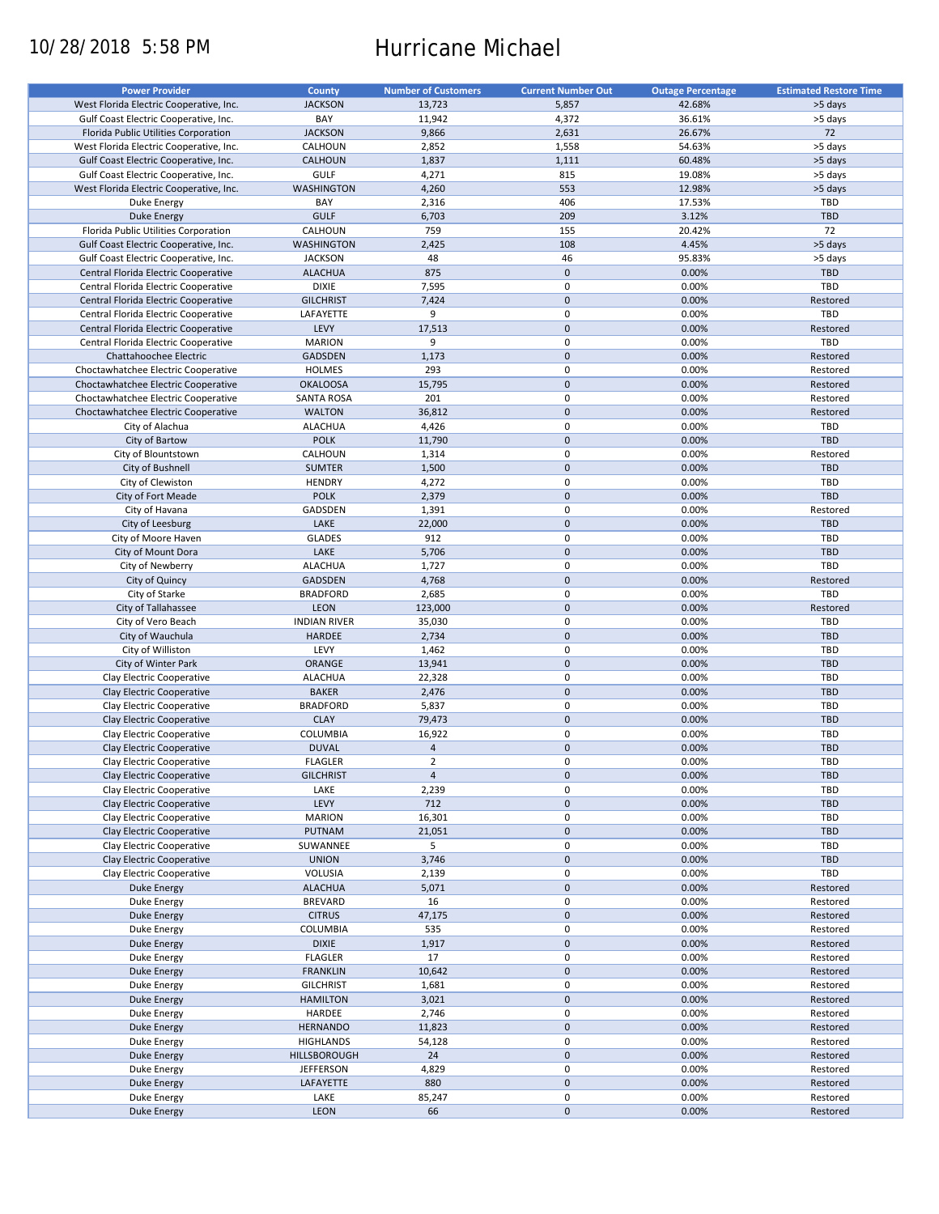10/28/2018 5:58 PM

# Hurricane Michael

| Power Provider | County | Number of Customers | Current Number Out | Outage Percentage | Estimated Restore Time |
|---|---|---|---|---|---|
| West Florida Electric Cooperative, Inc. | JACKSON | 13,723 | 5,857 | 42.68% | >5 days |
| Gulf Coast Electric Cooperative, Inc. | BAY | 11,942 | 4,372 | 36.61% | >5 days |
| Florida Public Utilities Corporation | JACKSON | 9,866 | 2,631 | 26.67% | 72 |
| West Florida Electric Cooperative, Inc. | CALHOUN | 2,852 | 1,558 | 54.63% | >5 days |
| Gulf Coast Electric Cooperative, Inc. | CALHOUN | 1,837 | 1,111 | 60.48% | >5 days |
| Gulf Coast Electric Cooperative, Inc. | GULF | 4,271 | 815 | 19.08% | >5 days |
| West Florida Electric Cooperative, Inc. | WASHINGTON | 4,260 | 553 | 12.98% | >5 days |
| Duke Energy | BAY | 2,316 | 406 | 17.53% | TBD |
| Duke Energy | GULF | 6,703 | 209 | 3.12% | TBD |
| Florida Public Utilities Corporation | CALHOUN | 759 | 155 | 20.42% | 72 |
| Gulf Coast Electric Cooperative, Inc. | WASHINGTON | 2,425 | 108 | 4.45% | >5 days |
| Gulf Coast Electric Cooperative, Inc. | JACKSON | 48 | 46 | 95.83% | >5 days |
| Central Florida Electric Cooperative | ALACHUA | 875 | 0 | 0.00% | TBD |
| Central Florida Electric Cooperative | DIXIE | 7,595 | 0 | 0.00% | TBD |
| Central Florida Electric Cooperative | GILCHRIST | 7,424 | 0 | 0.00% | Restored |
| Central Florida Electric Cooperative | LAFAYETTE | 9 | 0 | 0.00% | TBD |
| Central Florida Electric Cooperative | LEVY | 17,513 | 0 | 0.00% | Restored |
| Central Florida Electric Cooperative | MARION | 9 | 0 | 0.00% | TBD |
| Chattahoochee Electric | GADSDEN | 1,173 | 0 | 0.00% | Restored |
| Choctawhatchee Electric Cooperative | HOLMES | 293 | 0 | 0.00% | Restored |
| Choctawhatchee Electric Cooperative | OKALOOSA | 15,795 | 0 | 0.00% | Restored |
| Choctawhatchee Electric Cooperative | SANTA ROSA | 201 | 0 | 0.00% | Restored |
| Choctawhatchee Electric Cooperative | WALTON | 36,812 | 0 | 0.00% | Restored |
| City of Alachua | ALACHUA | 4,426 | 0 | 0.00% | TBD |
| City of Bartow | POLK | 11,790 | 0 | 0.00% | TBD |
| City of Blountstown | CALHOUN | 1,314 | 0 | 0.00% | Restored |
| City of Bushnell | SUMTER | 1,500 | 0 | 0.00% | TBD |
| City of Clewiston | HENDRY | 4,272 | 0 | 0.00% | TBD |
| City of Fort Meade | POLK | 2,379 | 0 | 0.00% | TBD |
| City of Havana | GADSDEN | 1,391 | 0 | 0.00% | Restored |
| City of Leesburg | LAKE | 22,000 | 0 | 0.00% | TBD |
| City of Moore Haven | GLADES | 912 | 0 | 0.00% | TBD |
| City of Mount Dora | LAKE | 5,706 | 0 | 0.00% | TBD |
| City of Newberry | ALACHUA | 1,727 | 0 | 0.00% | TBD |
| City of Quincy | GADSDEN | 4,768 | 0 | 0.00% | Restored |
| City of Starke | BRADFORD | 2,685 | 0 | 0.00% | TBD |
| City of Tallahassee | LEON | 123,000 | 0 | 0.00% | Restored |
| City of Vero Beach | INDIAN RIVER | 35,030 | 0 | 0.00% | TBD |
| City of Wauchula | HARDEE | 2,734 | 0 | 0.00% | TBD |
| City of Williston | LEVY | 1,462 | 0 | 0.00% | TBD |
| City of Winter Park | ORANGE | 13,941 | 0 | 0.00% | TBD |
| Clay Electric Cooperative | ALACHUA | 22,328 | 0 | 0.00% | TBD |
| Clay Electric Cooperative | BAKER | 2,476 | 0 | 0.00% | TBD |
| Clay Electric Cooperative | BRADFORD | 5,837 | 0 | 0.00% | TBD |
| Clay Electric Cooperative | CLAY | 79,473 | 0 | 0.00% | TBD |
| Clay Electric Cooperative | COLUMBIA | 16,922 | 0 | 0.00% | TBD |
| Clay Electric Cooperative | DUVAL | 4 | 0 | 0.00% | TBD |
| Clay Electric Cooperative | FLAGLER | 2 | 0 | 0.00% | TBD |
| Clay Electric Cooperative | GILCHRIST | 4 | 0 | 0.00% | TBD |
| Clay Electric Cooperative | LAKE | 2,239 | 0 | 0.00% | TBD |
| Clay Electric Cooperative | LEVY | 712 | 0 | 0.00% | TBD |
| Clay Electric Cooperative | MARION | 16,301 | 0 | 0.00% | TBD |
| Clay Electric Cooperative | PUTNAM | 21,051 | 0 | 0.00% | TBD |
| Clay Electric Cooperative | SUWANNEE | 5 | 0 | 0.00% | TBD |
| Clay Electric Cooperative | UNION | 3,746 | 0 | 0.00% | TBD |
| Clay Electric Cooperative | VOLUSIA | 2,139 | 0 | 0.00% | TBD |
| Duke Energy | ALACHUA | 5,071 | 0 | 0.00% | Restored |
| Duke Energy | BREVARD | 16 | 0 | 0.00% | Restored |
| Duke Energy | CITRUS | 47,175 | 0 | 0.00% | Restored |
| Duke Energy | COLUMBIA | 535 | 0 | 0.00% | Restored |
| Duke Energy | DIXIE | 1,917 | 0 | 0.00% | Restored |
| Duke Energy | FLAGLER | 17 | 0 | 0.00% | Restored |
| Duke Energy | FRANKLIN | 10,642 | 0 | 0.00% | Restored |
| Duke Energy | GILCHRIST | 1,681 | 0 | 0.00% | Restored |
| Duke Energy | HAMILTON | 3,021 | 0 | 0.00% | Restored |
| Duke Energy | HARDEE | 2,746 | 0 | 0.00% | Restored |
| Duke Energy | HERNANDO | 11,823 | 0 | 0.00% | Restored |
| Duke Energy | HIGHLANDS | 54,128 | 0 | 0.00% | Restored |
| Duke Energy | HILLSBOROUGH | 24 | 0 | 0.00% | Restored |
| Duke Energy | JEFFERSON | 4,829 | 0 | 0.00% | Restored |
| Duke Energy | LAFAYETTE | 880 | 0 | 0.00% | Restored |
| Duke Energy | LAKE | 85,247 | 0 | 0.00% | Restored |
| Duke Energy | LEON | 66 | 0 | 0.00% | Restored |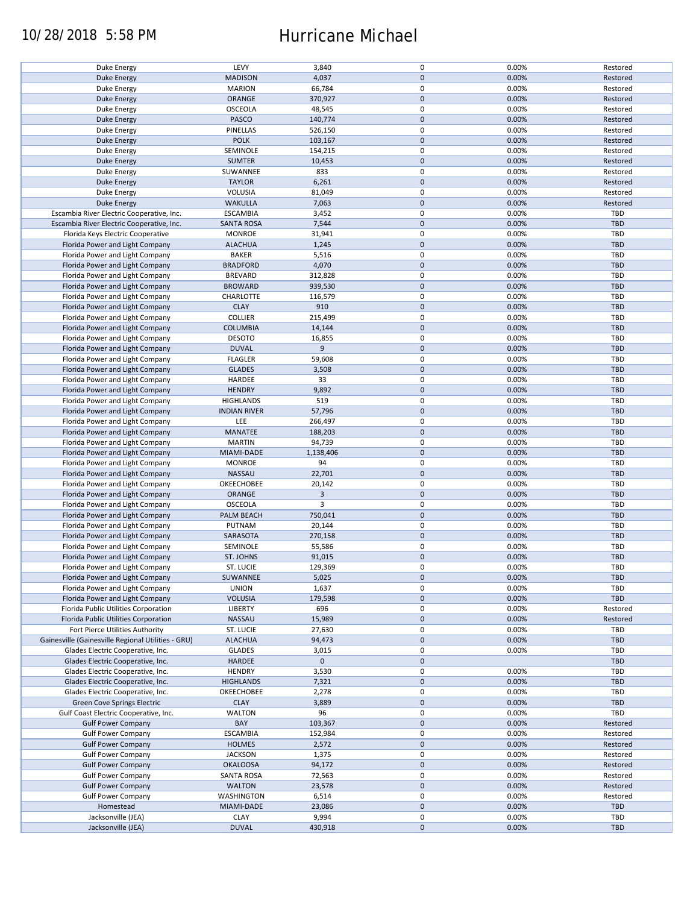| | | | | | |
|---|---|---|---|---|---|
| Duke Energy | LEVY | 3,840 | 0 | 0.00% | Restored |
| Duke Energy | MADISON | 4,037 | 0 | 0.00% | Restored |
| Duke Energy | MARION | 66,784 | 0 | 0.00% | Restored |
| Duke Energy | ORANGE | 370,927 | 0 | 0.00% | Restored |
| Duke Energy | OSCEOLA | 48,545 | 0 | 0.00% | Restored |
| Duke Energy | PASCO | 140,774 | 0 | 0.00% | Restored |
| Duke Energy | PINELLAS | 526,150 | 0 | 0.00% | Restored |
| Duke Energy | POLK | 103,167 | 0 | 0.00% | Restored |
| Duke Energy | SEMINOLE | 154,215 | 0 | 0.00% | Restored |
| Duke Energy | SUMTER | 10,453 | 0 | 0.00% | Restored |
| Duke Energy | SUWANNEE | 833 | 0 | 0.00% | Restored |
| Duke Energy | TAYLOR | 6,261 | 0 | 0.00% | Restored |
| Duke Energy | VOLUSIA | 81,049 | 0 | 0.00% | Restored |
| Duke Energy | WAKULLA | 7,063 | 0 | 0.00% | Restored |
| Escambia River Electric Cooperative, Inc. | ESCAMBIA | 3,452 | 0 | 0.00% | TBD |
| Escambia River Electric Cooperative, Inc. | SANTA ROSA | 7,544 | 0 | 0.00% | TBD |
| Florida Keys Electric Cooperative | MONROE | 31,941 | 0 | 0.00% | TBD |
| Florida Power and Light Company | ALACHUA | 1,245 | 0 | 0.00% | TBD |
| Florida Power and Light Company | BAKER | 5,516 | 0 | 0.00% | TBD |
| Florida Power and Light Company | BRADFORD | 4,070 | 0 | 0.00% | TBD |
| Florida Power and Light Company | BREVARD | 312,828 | 0 | 0.00% | TBD |
| Florida Power and Light Company | BROWARD | 939,530 | 0 | 0.00% | TBD |
| Florida Power and Light Company | CHARLOTTE | 116,579 | 0 | 0.00% | TBD |
| Florida Power and Light Company | CLAY | 910 | 0 | 0.00% | TBD |
| Florida Power and Light Company | COLLIER | 215,499 | 0 | 0.00% | TBD |
| Florida Power and Light Company | COLUMBIA | 14,144 | 0 | 0.00% | TBD |
| Florida Power and Light Company | DESOTO | 16,855 | 0 | 0.00% | TBD |
| Florida Power and Light Company | DUVAL | 9 | 0 | 0.00% | TBD |
| Florida Power and Light Company | FLAGLER | 59,608 | 0 | 0.00% | TBD |
| Florida Power and Light Company | GLADES | 3,508 | 0 | 0.00% | TBD |
| Florida Power and Light Company | HARDEE | 33 | 0 | 0.00% | TBD |
| Florida Power and Light Company | HENDRY | 9,892 | 0 | 0.00% | TBD |
| Florida Power and Light Company | HIGHLANDS | 519 | 0 | 0.00% | TBD |
| Florida Power and Light Company | INDIAN RIVER | 57,796 | 0 | 0.00% | TBD |
| Florida Power and Light Company | LEE | 266,497 | 0 | 0.00% | TBD |
| Florida Power and Light Company | MANATEE | 188,203 | 0 | 0.00% | TBD |
| Florida Power and Light Company | MARTIN | 94,739 | 0 | 0.00% | TBD |
| Florida Power and Light Company | MIAMI-DADE | 1,138,406 | 0 | 0.00% | TBD |
| Florida Power and Light Company | MONROE | 94 | 0 | 0.00% | TBD |
| Florida Power and Light Company | NASSAU | 22,701 | 0 | 0.00% | TBD |
| Florida Power and Light Company | OKEECHOBEE | 20,142 | 0 | 0.00% | TBD |
| Florida Power and Light Company | ORANGE | 3 | 0 | 0.00% | TBD |
| Florida Power and Light Company | OSCEOLA | 3 | 0 | 0.00% | TBD |
| Florida Power and Light Company | PALM BEACH | 750,041 | 0 | 0.00% | TBD |
| Florida Power and Light Company | PUTNAM | 20,144 | 0 | 0.00% | TBD |
| Florida Power and Light Company | SARASOTA | 270,158 | 0 | 0.00% | TBD |
| Florida Power and Light Company | SEMINOLE | 55,586 | 0 | 0.00% | TBD |
| Florida Power and Light Company | ST. JOHNS | 91,015 | 0 | 0.00% | TBD |
| Florida Power and Light Company | ST. LUCIE | 129,369 | 0 | 0.00% | TBD |
| Florida Power and Light Company | SUWANNEE | 5,025 | 0 | 0.00% | TBD |
| Florida Power and Light Company | UNION | 1,637 | 0 | 0.00% | TBD |
| Florida Power and Light Company | VOLUSIA | 179,598 | 0 | 0.00% | TBD |
| Florida Public Utilities Corporation | LIBERTY | 696 | 0 | 0.00% | Restored |
| Florida Public Utilities Corporation | NASSAU | 15,989 | 0 | 0.00% | Restored |
| Fort Pierce Utilities Authority | ST. LUCIE | 27,630 | 0 | 0.00% | TBD |
| Gainesville (Gainesville Regional Utilities - GRU) | ALACHUA | 94,473 | 0 | 0.00% | TBD |
| Glades Electric Cooperative, Inc. | GLADES | 3,015 | 0 | 0.00% | TBD |
| Glades Electric Cooperative, Inc. | HARDEE | 0 | 0 | | TBD |
| Glades Electric Cooperative, Inc. | HENDRY | 3,530 | 0 | 0.00% | TBD |
| Glades Electric Cooperative, Inc. | HIGHLANDS | 7,321 | 0 | 0.00% | TBD |
| Glades Electric Cooperative, Inc. | OKEECHOBEE | 2,278 | 0 | 0.00% | TBD |
| Green Cove Springs Electric | CLAY | 3,889 | 0 | 0.00% | TBD |
| Gulf Coast Electric Cooperative, Inc. | WALTON | 96 | 0 | 0.00% | TBD |
| Gulf Power Company | BAY | 103,367 | 0 | 0.00% | Restored |
| Gulf Power Company | ESCAMBIA | 152,984 | 0 | 0.00% | Restored |
| Gulf Power Company | HOLMES | 2,572 | 0 | 0.00% | Restored |
| Gulf Power Company | JACKSON | 1,375 | 0 | 0.00% | Restored |
| Gulf Power Company | OKALOOSA | 94,172 | 0 | 0.00% | Restored |
| Gulf Power Company | SANTA ROSA | 72,563 | 0 | 0.00% | Restored |
| Gulf Power Company | WALTON | 23,578 | 0 | 0.00% | Restored |
| Gulf Power Company | WASHINGTON | 6,514 | 0 | 0.00% | Restored |
| Homestead | MIAMI-DADE | 23,086 | 0 | 0.00% | TBD |
| Jacksonville (JEA) | CLAY | 9,994 | 0 | 0.00% | TBD |
| Jacksonville (JEA) | DUVAL | 430,918 | 0 | 0.00% | TBD |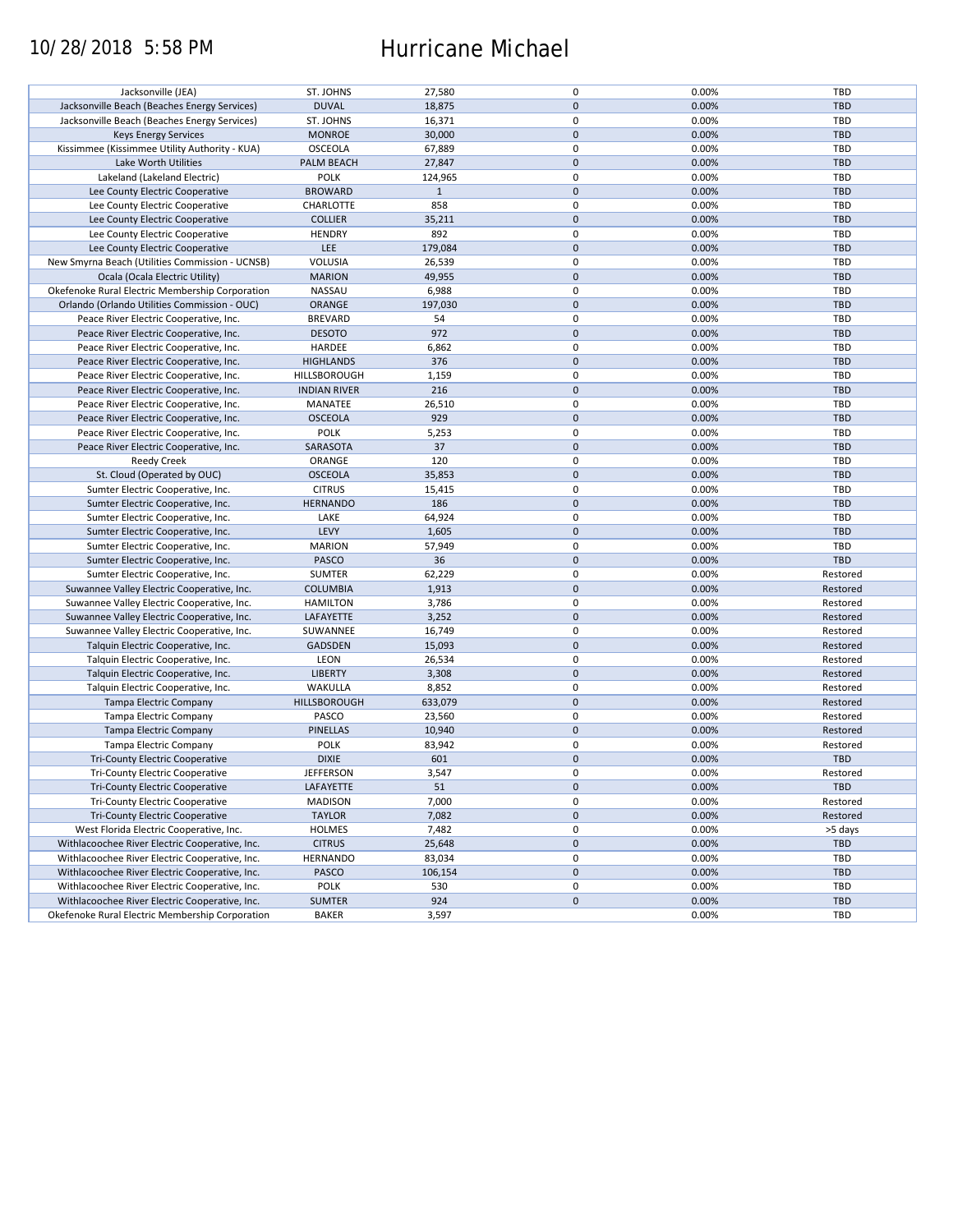| | | | | | |
|---|---|---|---|---|---|
| Jacksonville (JEA) | ST. JOHNS | 27,580 | 0 | 0.00% | TBD |
| Jacksonville Beach (Beaches Energy Services) | DUVAL | 18,875 | 0 | 0.00% | TBD |
| Jacksonville Beach (Beaches Energy Services) | ST. JOHNS | 16,371 | 0 | 0.00% | TBD |
| Keys Energy Services | MONROE | 30,000 | 0 | 0.00% | TBD |
| Kissimmee (Kissimmee Utility Authority - KUA) | OSCEOLA | 67,889 | 0 | 0.00% | TBD |
| Lake Worth Utilities | PALM BEACH | 27,847 | 0 | 0.00% | TBD |
| Lakeland (Lakeland Electric) | POLK | 124,965 | 0 | 0.00% | TBD |
| Lee County Electric Cooperative | BROWARD | 1 | 0 | 0.00% | TBD |
| Lee County Electric Cooperative | CHARLOTTE | 858 | 0 | 0.00% | TBD |
| Lee County Electric Cooperative | COLLIER | 35,211 | 0 | 0.00% | TBD |
| Lee County Electric Cooperative | HENDRY | 892 | 0 | 0.00% | TBD |
| Lee County Electric Cooperative | LEE | 179,084 | 0 | 0.00% | TBD |
| New Smyrna Beach (Utilities Commission - UCNSB) | VOLUSIA | 26,539 | 0 | 0.00% | TBD |
| Ocala (Ocala Electric Utility) | MARION | 49,955 | 0 | 0.00% | TBD |
| Okefenoke Rural Electric Membership Corporation | NASSAU | 6,988 | 0 | 0.00% | TBD |
| Orlando (Orlando Utilities Commission - OUC) | ORANGE | 197,030 | 0 | 0.00% | TBD |
| Peace River Electric Cooperative, Inc. | BREVARD | 54 | 0 | 0.00% | TBD |
| Peace River Electric Cooperative, Inc. | DESOTO | 972 | 0 | 0.00% | TBD |
| Peace River Electric Cooperative, Inc. | HARDEE | 6,862 | 0 | 0.00% | TBD |
| Peace River Electric Cooperative, Inc. | HIGHLANDS | 376 | 0 | 0.00% | TBD |
| Peace River Electric Cooperative, Inc. | HILLSBOROUGH | 1,159 | 0 | 0.00% | TBD |
| Peace River Electric Cooperative, Inc. | INDIAN RIVER | 216 | 0 | 0.00% | TBD |
| Peace River Electric Cooperative, Inc. | MANATEE | 26,510 | 0 | 0.00% | TBD |
| Peace River Electric Cooperative, Inc. | OSCEOLA | 929 | 0 | 0.00% | TBD |
| Peace River Electric Cooperative, Inc. | POLK | 5,253 | 0 | 0.00% | TBD |
| Peace River Electric Cooperative, Inc. | SARASOTA | 37 | 0 | 0.00% | TBD |
| Reedy Creek | ORANGE | 120 | 0 | 0.00% | TBD |
| St. Cloud (Operated by OUC) | OSCEOLA | 35,853 | 0 | 0.00% | TBD |
| Sumter Electric Cooperative, Inc. | CITRUS | 15,415 | 0 | 0.00% | TBD |
| Sumter Electric Cooperative, Inc. | HERNANDO | 186 | 0 | 0.00% | TBD |
| Sumter Electric Cooperative, Inc. | LAKE | 64,924 | 0 | 0.00% | TBD |
| Sumter Electric Cooperative, Inc. | LEVY | 1,605 | 0 | 0.00% | TBD |
| Sumter Electric Cooperative, Inc. | MARION | 57,949 | 0 | 0.00% | TBD |
| Sumter Electric Cooperative, Inc. | PASCO | 36 | 0 | 0.00% | TBD |
| Sumter Electric Cooperative, Inc. | SUMTER | 62,229 | 0 | 0.00% | Restored |
| Suwannee Valley Electric Cooperative, Inc. | COLUMBIA | 1,913 | 0 | 0.00% | Restored |
| Suwannee Valley Electric Cooperative, Inc. | HAMILTON | 3,786 | 0 | 0.00% | Restored |
| Suwannee Valley Electric Cooperative, Inc. | LAFAYETTE | 3,252 | 0 | 0.00% | Restored |
| Suwannee Valley Electric Cooperative, Inc. | SUWANNEE | 16,749 | 0 | 0.00% | Restored |
| Talquin Electric Cooperative, Inc. | GADSDEN | 15,093 | 0 | 0.00% | Restored |
| Talquin Electric Cooperative, Inc. | LEON | 26,534 | 0 | 0.00% | Restored |
| Talquin Electric Cooperative, Inc. | LIBERTY | 3,308 | 0 | 0.00% | Restored |
| Talquin Electric Cooperative, Inc. | WAKULLA | 8,852 | 0 | 0.00% | Restored |
| Tampa Electric Company | HILLSBOROUGH | 633,079 | 0 | 0.00% | Restored |
| Tampa Electric Company | PASCO | 23,560 | 0 | 0.00% | Restored |
| Tampa Electric Company | PINELLAS | 10,940 | 0 | 0.00% | Restored |
| Tampa Electric Company | POLK | 83,942 | 0 | 0.00% | Restored |
| Tri-County Electric Cooperative | DIXIE | 601 | 0 | 0.00% | TBD |
| Tri-County Electric Cooperative | JEFFERSON | 3,547 | 0 | 0.00% | Restored |
| Tri-County Electric Cooperative | LAFAYETTE | 51 | 0 | 0.00% | TBD |
| Tri-County Electric Cooperative | MADISON | 7,000 | 0 | 0.00% | Restored |
| Tri-County Electric Cooperative | TAYLOR | 7,082 | 0 | 0.00% | Restored |
| West Florida Electric Cooperative, Inc. | HOLMES | 7,482 | 0 | 0.00% | >5 days |
| Withlacoochee River Electric Cooperative, Inc. | CITRUS | 25,648 | 0 | 0.00% | TBD |
| Withlacoochee River Electric Cooperative, Inc. | HERNANDO | 83,034 | 0 | 0.00% | TBD |
| Withlacoochee River Electric Cooperative, Inc. | PASCO | 106,154 | 0 | 0.00% | TBD |
| Withlacoochee River Electric Cooperative, Inc. | POLK | 530 | 0 | 0.00% | TBD |
| Withlacoochee River Electric Cooperative, Inc. | SUMTER | 924 | 0 | 0.00% | TBD |
| Okefenoke Rural Electric Membership Corporation | BAKER | 3,597 | | 0.00% | TBD |